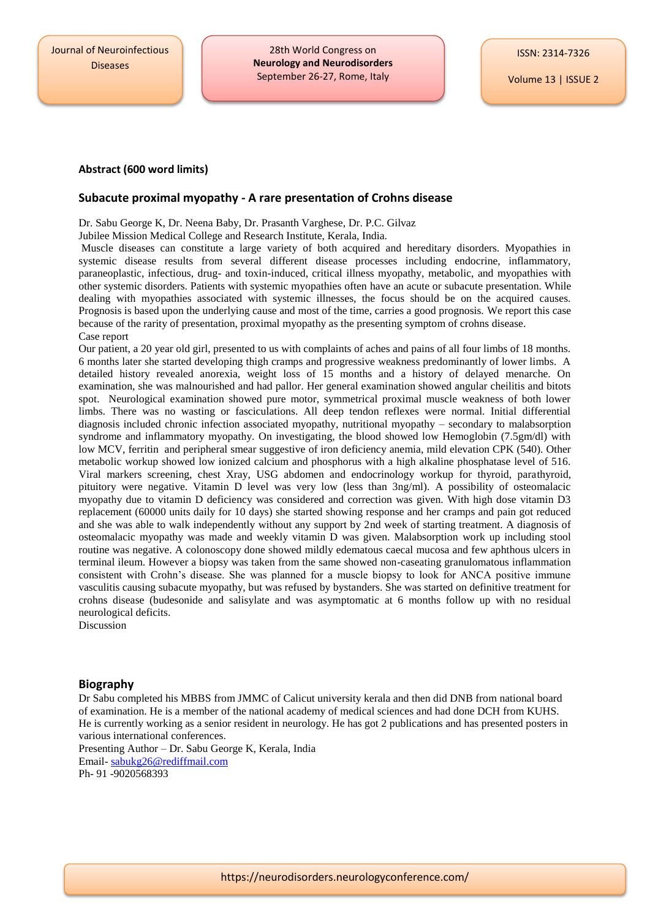**Abstract (600 word limits)**

## Subacute proximal myopathy - A rare presentation of Crohns disease

Dr. Sabu George K, Dr. Neena Baby, Dr. Prasanth Varghese, Dr. P.C. Gilvaz

Jubilee Mission Medical College and Research Institute, Kerala, India.

Muscle diseases can constitute a large variety of both acquired and hereditary disorders. Myopathies in systemic disease results from several different disease processes including endocrine, inflammatory, paraneoplastic, infectious, drug- and toxin-induced, critical illness myopathy, metabolic, and myopathies with other systemic disorders. Patients with systemic myopathies often have an acute or subacute presentation. While dealing with myopathies associated with systemic illnesses, the focus should be on the acquired causes. Prognosis is based upon the underlying cause and most of the time, carries a good prognosis. We report this case because of the rarity of presentation, proximal myopathy as the presenting symptom of crohns disease.

Case report

Our patient, a 20 year old girl, presented to us with complaints of aches and pains of all four limbs of 18 months. 6 months later she started developing thigh cramps and progressive weakness predominantly of lower limbs. A detailed history revealed anorexia, weight loss of 15 months and a history of delayed menarche. On examination, she was malnourished and had pallor. Her general examination showed angular cheilitis and bitots spot. Neurological examination showed pure motor, symmetrical proximal muscle weakness of both lower limbs. There was no wasting or fasciculations. All deep tendon reflexes were normal. Initial differential diagnosis included chronic infection associated myopathy, nutritional myopathy – secondary to malabsorption syndrome and inflammatory myopathy. On investigating, the blood showed low Hemoglobin (7.5gm/dl) with low MCV, ferritin and peripheral smear suggestive of iron deficiency anemia, mild elevation CPK (540). Other metabolic workup showed low ionized calcium and phosphorus with a high alkaline phosphatase level of 516. Viral markers screening, chest Xray, USG abdomen and endocrinology workup for thyroid, parathyroid, pituitory were negative. Vitamin D level was very low (less than 3ng/ml). A possibility of osteomalacic myopathy due to vitamin D deficiency was considered and correction was given. With high dose vitamin D3 replacement (60000 units daily for 10 days) she started showing response and her cramps and pain got reduced and she was able to walk independently without any support by 2nd week of starting treatment. A diagnosis of osteomalacic myopathy was made and weekly vitamin D was given. Malabsorption work up including stool routine was negative. A colonoscopy done showed mildly edematous caecal mucosa and few aphthous ulcers in terminal ileum. However a biopsy was taken from the same showed non-caseating granulomatous inflammation consistent with Crohn's disease. She was planned for a muscle biopsy to look for ANCA positive immune vasculitis causing subacute myopathy, but was refused by bystanders. She was started on definitive treatment for crohns disease (budesonide and salisylate and was asymptomatic at 6 months follow up with no residual neurological deficits.

Discussion

## Biography

Dr Sabu completed his MBBS from JMMC of Calicut university kerala and then did DNB from national board of examination. He is a member of the national academy of medical sciences and had done DCH from KUHS. He is currently working as a senior resident in neurology. He has got 2 publications and has presented posters in various international conferences.

Presenting Author – Dr. Sabu George K, Kerala, India

Email- sabukg26@rediffmail.com

Ph- 91 -9020568393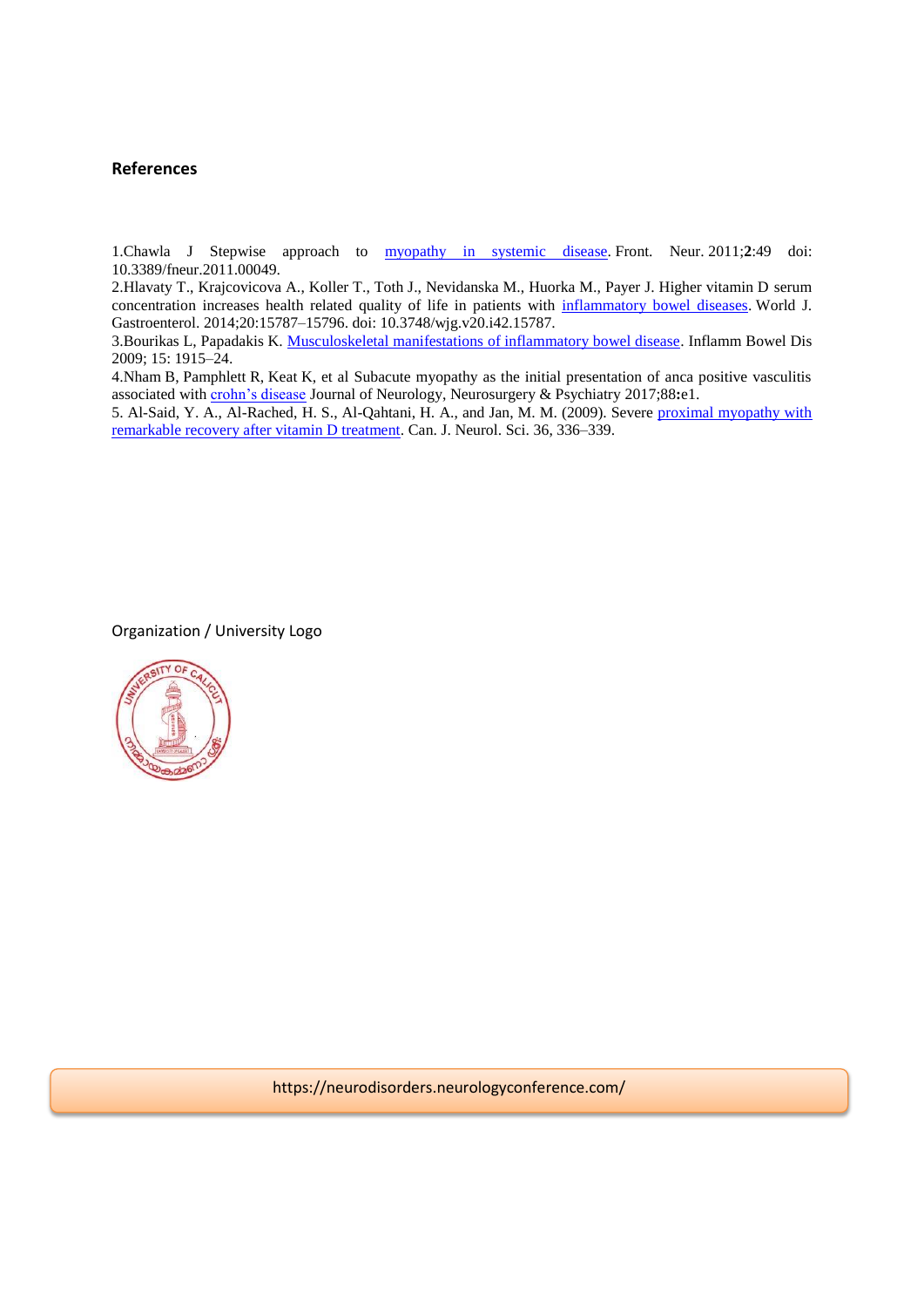## References

1.Chawla J Stepwise approach to myopathy in systemic disease. Front. Neur. 2011;**2**:49 doi: 10.3389/fneur.2011.00049.
2.Hlavaty T., Krajcovicova A., Koller T., Toth J., Nevidanska M., Huorka M., Payer J. Higher vitamin D serum concentration increases health related quality of life in patients with inflammatory bowel diseases. World J. Gastroenterol. 2014;20:15787–15796. doi: 10.3748/wjg.v20.i42.15787.
3.Bourikas L, Papadakis K. Musculoskeletal manifestations of inflammatory bowel disease. Inflamm Bowel Dis 2009; 15: 1915–24.
4.Nham B, Pamphlett R, Keat K, et al Subacute myopathy as the initial presentation of anca positive vasculitis associated with crohn's disease Journal of Neurology, Neurosurgery & Psychiatry 2017;88**:**e1.
5. Al-Said, Y. A., Al-Rached, H. S., Al-Qahtani, H. A., and Jan, M. M. (2009). Severe proximal myopathy with remarkable recovery after vitamin D treatment. Can. J. Neurol. Sci. 36, 336–339.

Organization / University Logo

https://neurodisorders.neurologyconference.com/